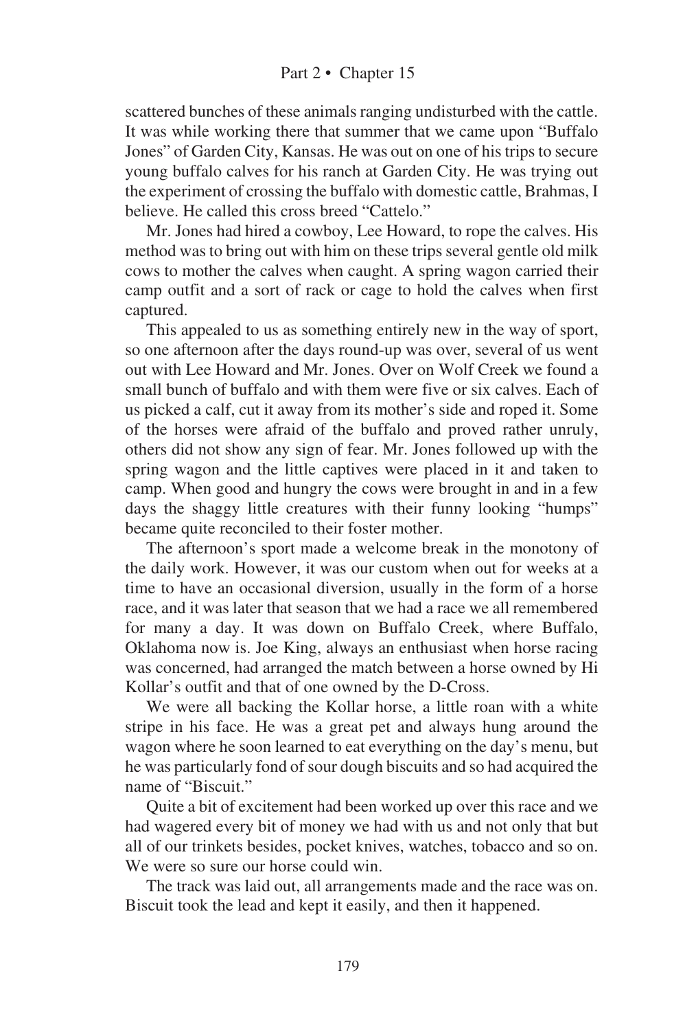scattered bunches of these animals ranging undisturbed with the cattle. It was while working there that summer that we came upon "Buffalo Jones" of Garden City, Kansas. He was out on one of his trips to secure young buffalo calves for his ranch at Garden City. He was trying out the experiment of crossing the buffalo with domestic cattle, Brahmas, I believe. He called this cross breed "Cattelo."

Mr. Jones had hired a cowboy, Lee Howard, to rope the calves. His method was to bring out with him on these trips several gentle old milk cows to mother the calves when caught. A spring wagon carried their camp outfit and a sort of rack or cage to hold the calves when first captured.

This appealed to us as something entirely new in the way of sport, so one afternoon after the days round-up was over, several of us went out with Lee Howard and Mr. Jones. Over on Wolf Creek we found a small bunch of buffalo and with them were five or six calves. Each of us picked a calf, cut it away from its mother's side and roped it. Some of the horses were afraid of the buffalo and proved rather unruly, others did not show any sign of fear. Mr. Jones followed up with the spring wagon and the little captives were placed in it and taken to camp. When good and hungry the cows were brought in and in a few days the shaggy little creatures with their funny looking "humps" became quite reconciled to their foster mother.

The afternoon's sport made a welcome break in the monotony of the daily work. However, it was our custom when out for weeks at a time to have an occasional diversion, usually in the form of a horse race, and it was later that season that we had a race we all remembered for many a day. It was down on Buffalo Creek, where Buffalo, Oklahoma now is. Joe King, always an enthusiast when horse racing was concerned, had arranged the match between a horse owned by Hi Kollar's outfit and that of one owned by the D-Cross.

We were all backing the Kollar horse, a little roan with a white stripe in his face. He was a great pet and always hung around the wagon where he soon learned to eat everything on the day's menu, but he was particularly fond of sour dough biscuits and so had acquired the name of "Biscuit."

Quite a bit of excitement had been worked up over this race and we had wagered every bit of money we had with us and not only that but all of our trinkets besides, pocket knives, watches, tobacco and so on. We were so sure our horse could win.

The track was laid out, all arrangements made and the race was on. Biscuit took the lead and kept it easily, and then it happened.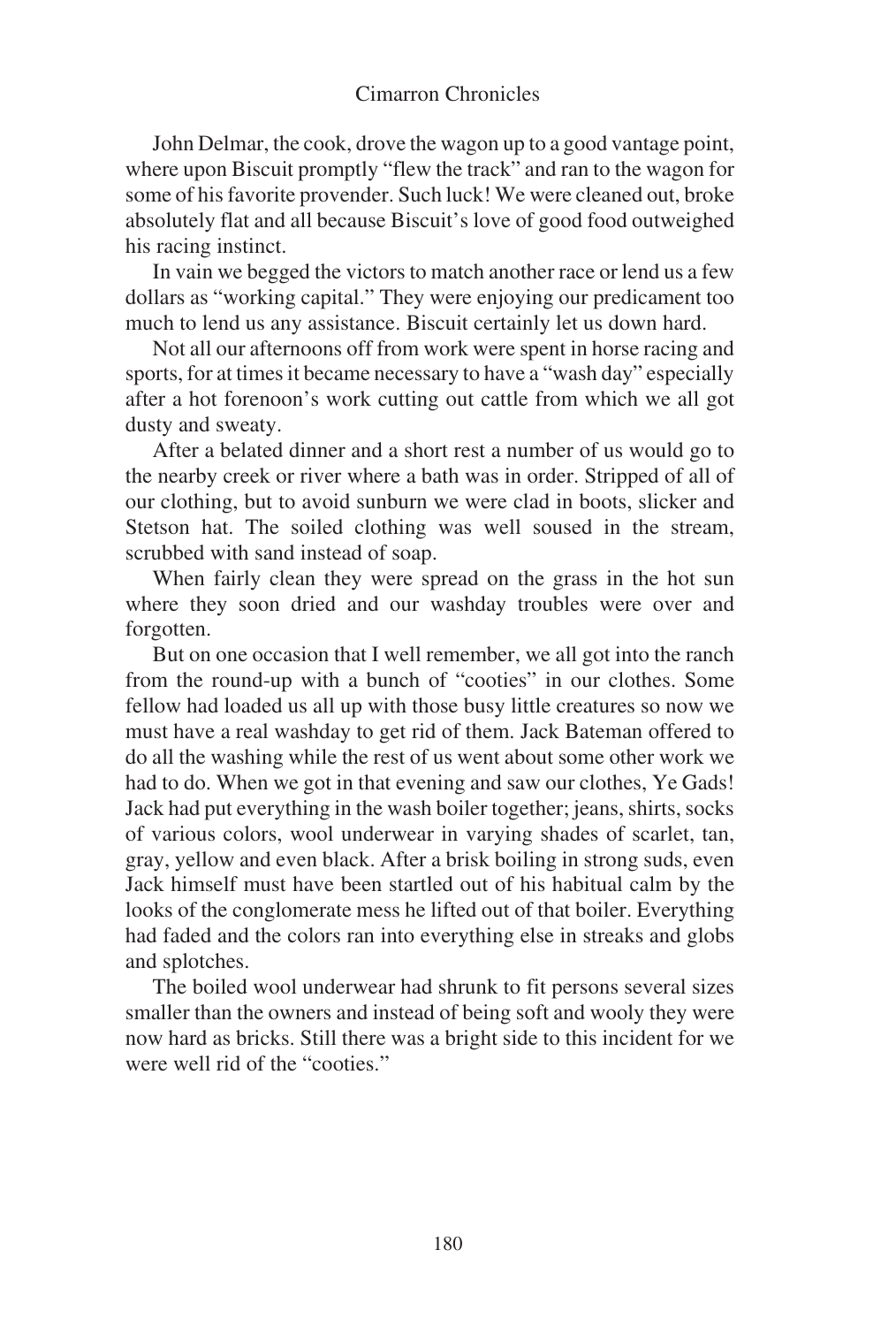John Delmar, the cook, drove the wagon up to a good vantage point, where upon Biscuit promptly "flew the track" and ran to the wagon for some of his favorite provender. Such luck! We were cleaned out, broke absolutely flat and all because Biscuit's love of good food outweighed his racing instinct.

In vain we begged the victors to match another race or lend us a few dollars as "working capital." They were enjoying our predicament too much to lend us any assistance. Biscuit certainly let us down hard.

Not all our afternoons off from work were spent in horse racing and sports, for at times it became necessary to have a "wash day" especially after a hot forenoon's work cutting out cattle from which we all got dusty and sweaty.

After a belated dinner and a short rest a number of us would go to the nearby creek or river where a bath was in order. Stripped of all of our clothing, but to avoid sunburn we were clad in boots, slicker and Stetson hat. The soiled clothing was well soused in the stream, scrubbed with sand instead of soap.

When fairly clean they were spread on the grass in the hot sun where they soon dried and our washday troubles were over and forgotten.

But on one occasion that I well remember, we all got into the ranch from the round-up with a bunch of "cooties" in our clothes. Some fellow had loaded us all up with those busy little creatures so now we must have a real washday to get rid of them. Jack Bateman offered to do all the washing while the rest of us went about some other work we had to do. When we got in that evening and saw our clothes, Ye Gads! Jack had put everything in the wash boiler together; jeans, shirts, socks of various colors, wool underwear in varying shades of scarlet, tan, gray, yellow and even black. After a brisk boiling in strong suds, even Jack himself must have been startled out of his habitual calm by the looks of the conglomerate mess he lifted out of that boiler. Everything had faded and the colors ran into everything else in streaks and globs and splotches.

The boiled wool underwear had shrunk to fit persons several sizes smaller than the owners and instead of being soft and wooly they were now hard as bricks. Still there was a bright side to this incident for we were well rid of the "cooties."